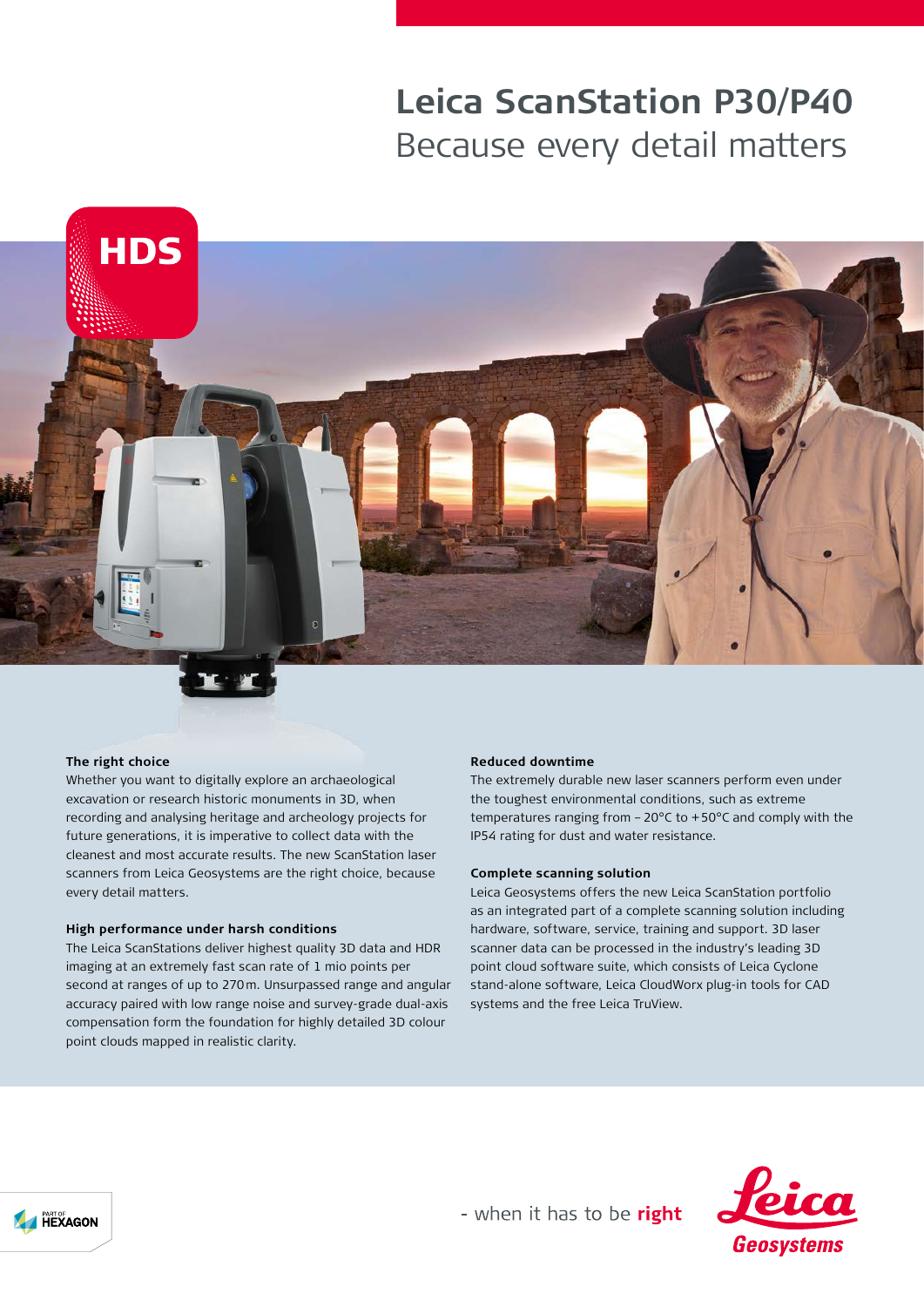# Leica ScanStation P30/P40

## Because every detail matters

HDS

### The right choice

Whether you want to digitally explore an archaeological excavation or research historic monuments in 3D, when recording and analysing heritage and archeology projects for future generations, it is imperative to collect data with the cleanest and most accurate results. The new ScanStation laser scanners from Leica Geosystems are the right choice, because every detail matters.

### High performance under harsh conditions

The Leica ScanStations deliver highest quality 3D data and HDR imaging at an extremely fast scan rate of 1 mio points per second at ranges of up to 270 m. Unsurpassed range and angular accuracy paired with low range noise and survey-grade dual-axis compensation form the foundation for highly detailed 3D colour point clouds mapped in realistic clarity.

### Reduced downtime

The extremely durable new laser scanners perform even under the toughest environmental conditions, such as extreme temperatures ranging from – 20°C to + 50°C and comply with the IP54 rating for dust and water resistance.

### Complete scanning solution

Leica Geosystems offers the new Leica ScanStation portfolio as an integrated part of a complete scanning solution including hardware, software, service, training and support. 3D laser scanner data can be processed in the industry's leading 3D point cloud software suite, which consists of Leica Cyclone stand-alone software, Leica CloudWorx plug-in tools for CAD systems and the free Leica TruView.

PART OF HEXAGON

- when it has to be **right**

Leica Geosystems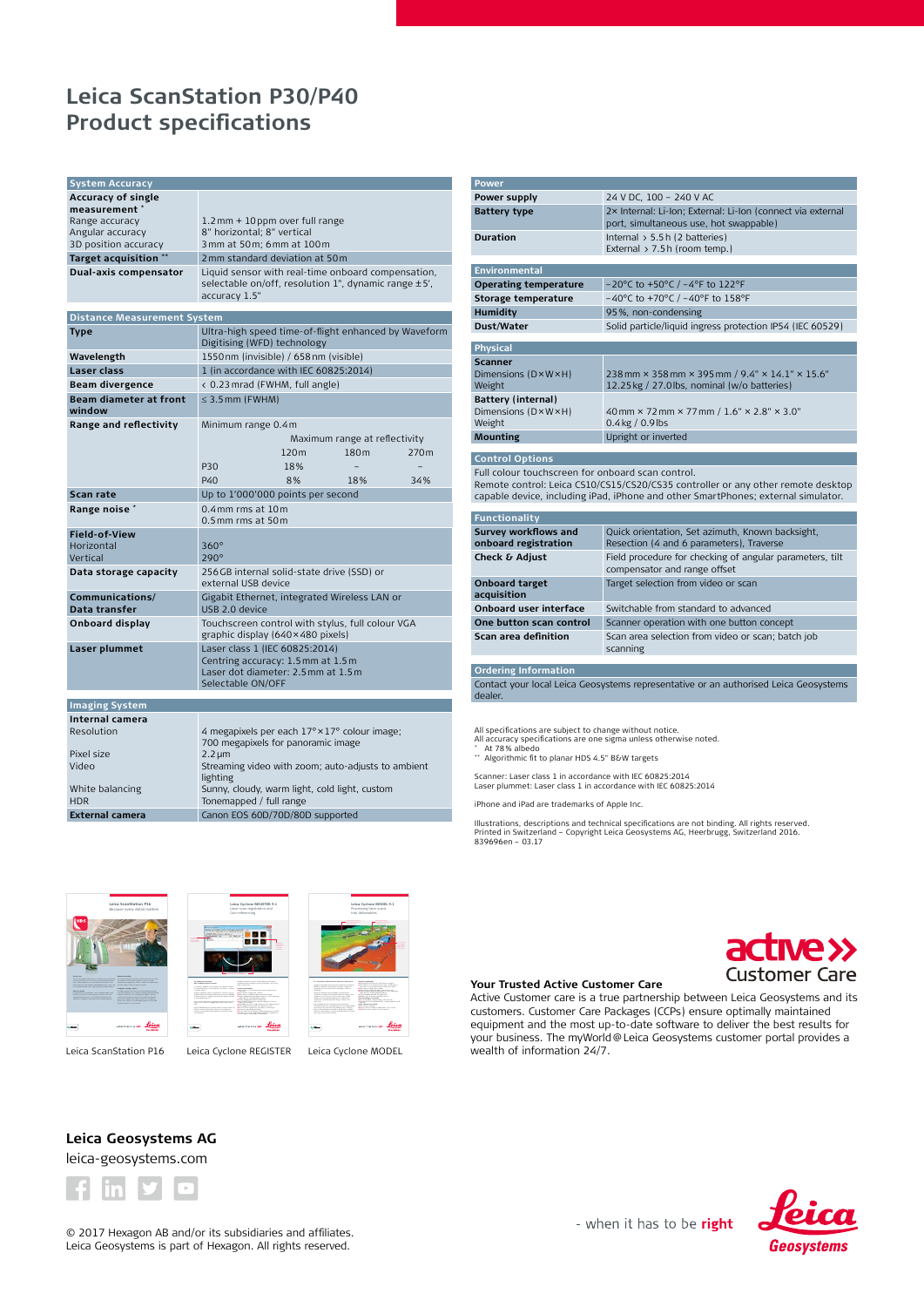# Leica ScanStation P30/P40
# Product specifications

| System Accuracy | |
|---|---|
| **Accuracy of single measurement** * <br>Range accuracy<br>Angular accuracy<br>3D position accuracy | <br>1.2 mm + 10 ppm over full range<br>8" horizontal; 8" vertical<br>3 mm at 50 m; 6 mm at 100 m |
| **Target acquisition** ** | 2 mm standard deviation at 50 m |
| **Dual-axis compensator** | Liquid sensor with real-time onboard compensation, selectable on/off, resolution 1", dynamic range ±5', accuracy 1.5" |

| Distance Measurement System | | | | |
|---|---|---|---|---|
| **Type** | Ultra-high speed time-of-flight enhanced by Waveform Digitising (WFD) technology | | | |
| **Wavelength** | 1550 nm (invisible) / 658 nm (visible) | | | |
| **Laser class** | 1 (in accordance with IEC 60825:2014) | | | |
| **Beam divergence** | < 0.23 mrad (FWHM, full angle) | | | |
| **Beam diameter at front window** | ≤ 3.5 mm (FWHM) | | | |
| **Range and reflectivity** | Minimum range 0.4 m | | | |
| | | Maximum range at reflectivity | | |
| | | 120 m | 180 m | 270 m |
| | P30 | 18% | – | – |
| | P40 | 8% | 18% | 34% |
| **Scan rate** | Up to 1'000'000 points per second | | | |
| **Range noise** * | 0.4 mm rms at 10 m<br>0.5 mm rms at 50 m | | | |
| **Field-of-View**<br>Horizontal<br>Vertical | <br>360°<br>290° | | | |
| **Data storage capacity** | 256 GB internal solid-state drive (SSD) or external USB device | | | |
| **Communications/ Data transfer** | Gigabit Ethernet, integrated Wireless LAN or USB 2.0 device | | | |
| **Onboard display** | Touchscreen control with stylus, full colour VGA graphic display (640 × 480 pixels) | | | |
| **Laser plummet** | Laser class 1 (IEC 60825:2014)<br>Centring accuracy: 1.5 mm at 1.5 m<br>Laser dot diameter: 2.5 mm at 1.5 m<br>Selectable ON/OFF | | | |

| Imaging System | |
|---|---|
| **Internal camera**<br>Resolution<br><br>Pixel size<br>Video<br><br>White balancing<br>HDR | <br>4 megapixels per each 17° × 17° colour image; 700 megapixels for panoramic image<br>2.2 µm<br>Streaming video with zoom; auto-adjusts to ambient lighting<br>Sunny, cloudy, warm light, cold light, custom<br>Tonemapped / full range |
| **External camera** | Canon EOS 60D/70D/80D supported |

| Power | |
|---|---|
| **Power supply** | 24 V DC, 100 – 240 V AC |
| **Battery type** | 2× Internal: Li-Ion; External: Li-Ion (connect via external port, simultaneous use, hot swappable) |
| **Duration** | Internal > 5.5 h (2 batteries)<br>External > 7.5 h (room temp.) |

| Environmental | |
|---|---|
| **Operating temperature** | –20°C to +50°C / –4°F to 122°F |
| **Storage temperature** | –40°C to +70°C / –40°F to 158°F |
| **Humidity** | 95%, non-condensing |
| **Dust/Water** | Solid particle/liquid ingress protection IP54 (IEC 60529) |

| Physical | |
|---|---|
| **Scanner**<br>Dimensions (D × W × H)<br>Weight | <br>238 mm × 358 mm × 395 mm / 9.4" × 14.1" × 15.6"<br>12.25 kg / 27.0 lbs, nominal (w/o batteries) |
| **Battery (internal)**<br>Dimensions (D × W × H)<br>Weight | <br>40 mm × 72 mm × 77 mm / 1.6" × 2.8" × 3.0"<br>0.4 kg / 0.9 lbs |
| **Mounting** | Upright or inverted |

**Control Options**

Full colour touchscreen for onboard scan control.
Remote control: Leica CS10/CS15/CS20/CS35 controller or any other remote desktop capable device, including iPad, iPhone and other SmartPhones; external simulator.

| Functionality | |
|---|---|
| **Survey workflows and onboard registration** | Quick orientation, Set azimuth, Known backsight, Resection (4 and 6 parameters), Traverse |
| **Check & Adjust** | Field procedure for checking of angular parameters, tilt compensator and range offset |
| **Onboard target acquisition** | Target selection from video or scan |
| **Onboard user interface** | Switchable from standard to advanced |
| **One button scan control** | Scanner operation with one button concept |
| **Scan area definition** | Scan area selection from video or scan; batch job scanning |

**Ordering Information**

Contact your local Leica Geosystems representative or an authorised Leica Geosystems dealer.

All specifications are subject to change without notice.
All accuracy specifications are one sigma unless otherwise noted.
* At 78% albedo
** Algorithmic fit to planar HDS 4.5" B&W targets

Scanner: Laser class 1 in accordance with IEC 60825:2014
Laser plummet: Laser class 1 in accordance with IEC 60825:2014

iPhone and iPad are trademarks of Apple Inc.

Illustrations, descriptions and technical specifications are not binding. All rights reserved.
Printed in Switzerland – Copyright Leica Geosystems AG, Heerbrugg, Switzerland 2016.
839696en – 03.17

Leica ScanStation P16

Leica Cyclone REGISTER

Leica Cyclone MODEL

active>> Customer Care

**Your Trusted Active Customer Care**
Active Customer care is a true partnership between Leica Geosystems and its customers. Customer Care Packages (CCPs) ensure optimally maintained equipment and the most up-to-date software to deliver the best results for your business. The myWorld@Leica Geosystems customer portal provides a wealth of information 24/7.

**Leica Geosystems AG**
leica-geosystems.com

© 2017 Hexagon AB and/or its subsidiaries and affiliates.
Leica Geosystems is part of Hexagon. All rights reserved.

- when it has to be **right**

Leica Geosystems